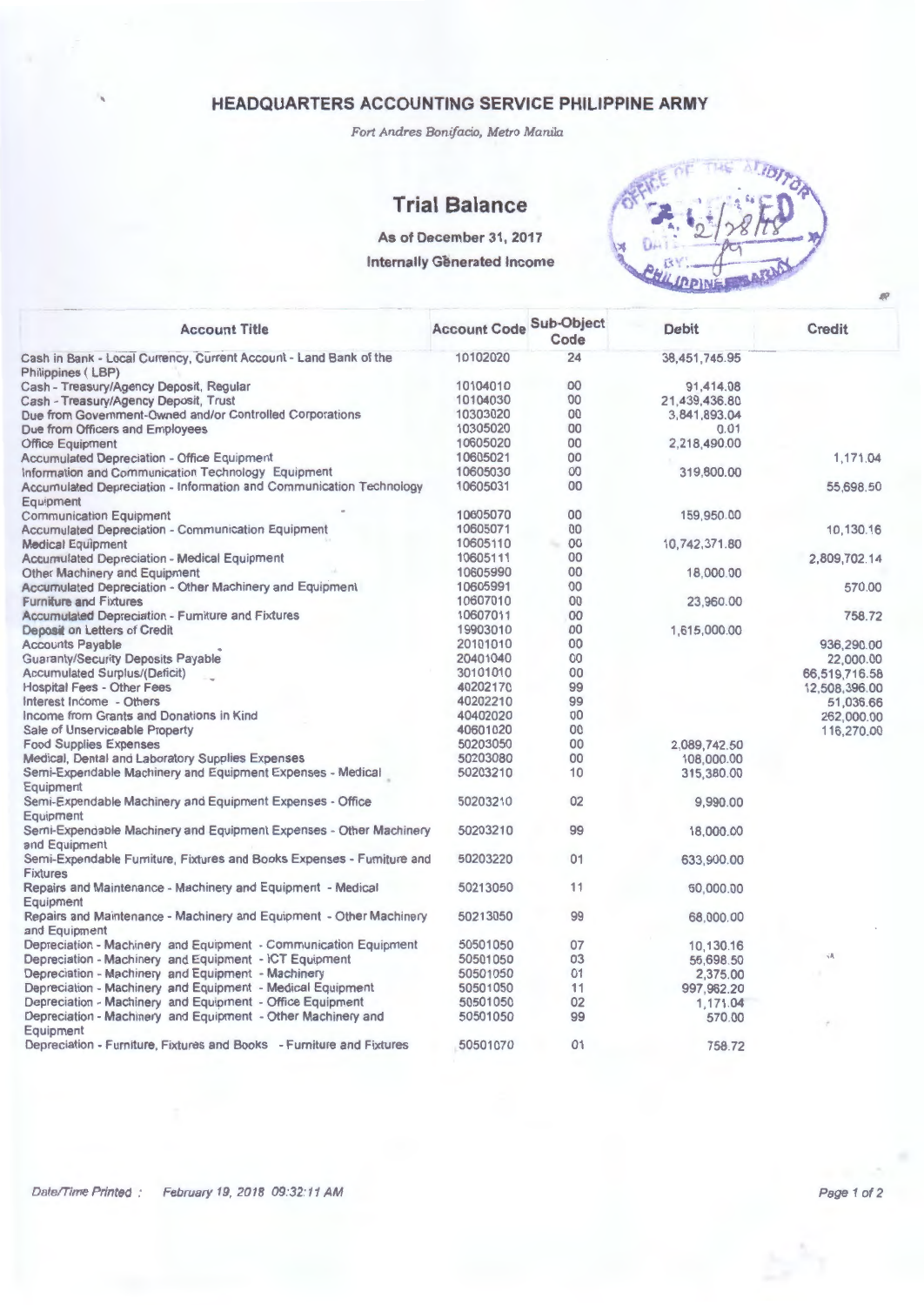# HEADQUARTERS ACCOUNTING SERVICE PHILIPPINE ARMY

*Fort Andres Bonifacio, Metro Manila*

## Trial Balance

**As of December 31, 2017**

**Internally Generated Income**

| Account Title | Account Code | Sub-Object Code | Debit | Credit |
|---|---|---|---|---|
| Cash in Bank - Local Currency, Current Account - Land Bank of the Philippines ( LBP) | 10102020 | 24 | 38,451,745.95 | |
| Cash - Treasury/Agency Deposit, Regular | 10104010 | 00 | 91,414.08 | |
| Cash - Treasury/Agency Deposit, Trust | 10104030 | 00 | 21,439,436.80 | |
| Due from Government-Owned and/or Controlled Corporations | 10303020 | 00 | 3,841,893.04 | |
| Due from Officers and Employees | 10305020 | 00 | 0.01 | |
| Office Equipment | 10605020 | 00 | 2,218,490.00 | |
| Accumulated Depreciation - Office Equipment | 10605021 | 00 | | 1,171.04 |
| Information and Communication Technology Equipment | 10605030 | 00 | 319,800.00 | |
| Accumulated Depreciation - Information and Communication Technology Equipment | 10605031 | 00 | | 55,698.50 |
| Communication Equipment | 10605070 | 00 | 159,950.00 | |
| Accumulated Depreciation - Communication Equipment | 10605071 | 00 | | 10,130.16 |
| Medical Equipment | 10605110 | 00 | 10,742,371.80 | |
| Accumulated Depreciation - Medical Equipment | 10605111 | 00 | | 2,809,702.14 |
| Other Machinery and Equipment | 10605990 | 00 | 18,000.00 | |
| Accumulated Depreciation - Other Machinery and Equipment | 10605991 | 00 | | 570.00 |
| Furniture and Fixtures | 10607010 | 00 | 23,960.00 | |
| Accumulated Depreciation - Furniture and Fixtures | 10607011 | 00 | | 758.72 |
| Deposit on Letters of Credit | 19903010 | 00 | 1,615,000.00 | |
| Accounts Payable | 20101010 | 00 | | 936,290.00 |
| Guaranty/Security Deposits Payable | 20401040 | 00 | | 22,000.00 |
| Accumulated Surplus/(Deficit) | 30101010 | 00 | | 66,519,716.58 |
| Hospital Fees - Other Fees | 40202170 | 99 | | 12,508,396.00 |
| Interest Income - Others | 40202210 | 99 | | 51,036.66 |
| Income from Grants and Donations in Kind | 40402020 | 00 | | 262,000.00 |
| Sale of Unserviceable Property | 40601020 | 00 | | 116,270.00 |
| Food Supplies Expenses | 50203050 | 00 | 2,089,742.50 | |
| Medical, Dental and Laboratory Supplies Expenses | 50203080 | 00 | 108,000.00 | |
| Semi-Expendable Machinery and Equipment Expenses - Medical Equipment | 50203210 | 10 | 315,380.00 | |
| Semi-Expendable Machinery and Equipment Expenses - Office Equipment | 50203210 | 02 | 9,990.00 | |
| Semi-Expendable Machinery and Equipment Expenses - Other Machinery and Equipment | 50203210 | 99 | 18,000.00 | |
| Semi-Expendable Furniture, Fixtures and Books Expenses - Furniture and Fixtures | 50203220 | 01 | 633,900.00 | |
| Repairs and Maintenance - Machinery and Equipment - Medical Equipment | 50213050 | 11 | 60,000.00 | |
| Repairs and Maintenance - Machinery and Equipment - Other Machinery and Equipment | 50213050 | 99 | 68,000.00 | |
| Depreciation - Machinery and Equipment - Communication Equipment | 50501050 | 07 | 10,130.16 | |
| Depreciation - Machinery and Equipment - ICT Equipment | 50501050 | 03 | 55,698.50 | |
| Depreciation - Machinery and Equipment - Machinery | 50501050 | 01 | 2,375.00 | |
| Depreciation - Machinery and Equipment - Medical Equipment | 50501050 | 11 | 997,962.20 | |
| Depreciation - Machinery and Equipment - Office Equipment | 50501050 | 02 | 1,171.04 | |
| Depreciation - Machinery and Equipment - Other Machinery and Equipment | 50501050 | 99 | 570.00 | |
| Depreciation - Furniture, Fixtures and Books - Furniture and Fixtures | 50501070 | 01 | 758.72 | |

*Date/Time Printed : February 19, 2018 09:32:11 AM*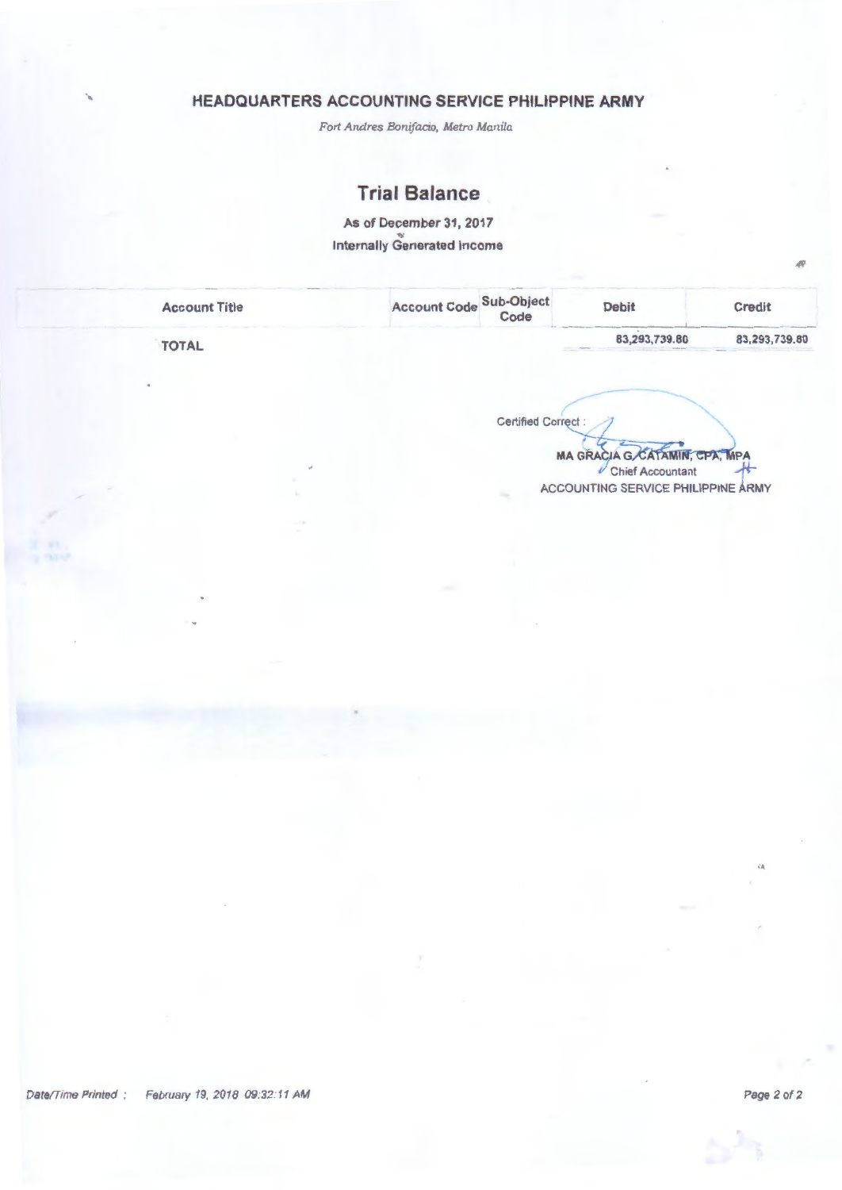# HEADQUARTERS ACCOUNTING SERVICE PHILIPPINE ARMY

*Fort Andres Bonifacio, Metro Manila*

## Trial Balance

**As of December 31, 2017**

**Internally Generated Income**

| Account Title | Account Code | Sub-Object Code | Debit | Credit |
|---|---|---|---|---|
| TOTAL | | | 83,293,739.80 | 83,293,739.80 |

Certified Correct :

**MA GRACIA G. CATAMIN, CPA, MPA**
Chief Accountant
ACCOUNTING SERVICE PHILIPPINE ARMY

*Date/Time Printed : February 19, 2018 09:32:11 AM*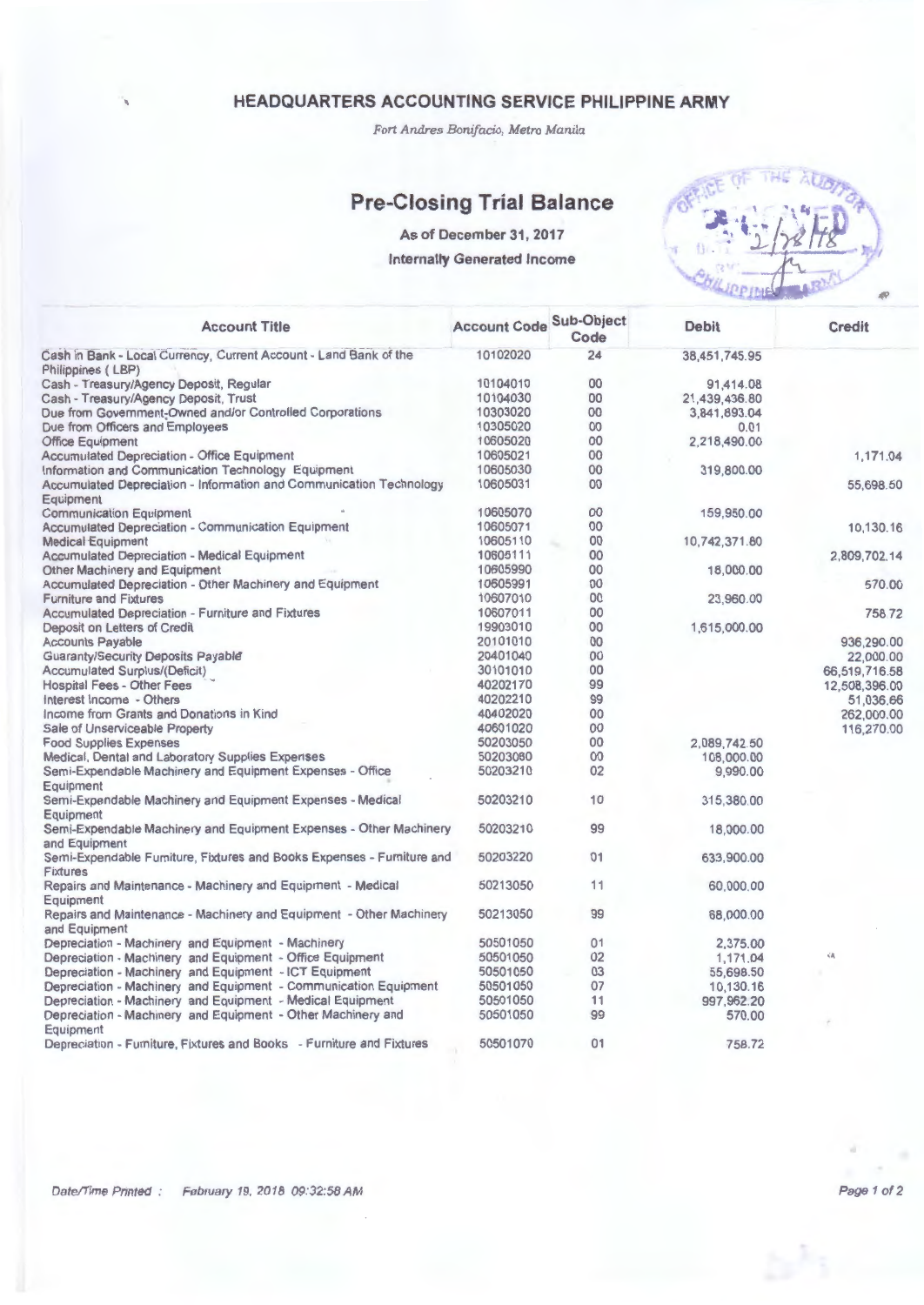## HEADQUARTERS ACCOUNTING SERVICE PHILIPPINE ARMY

*Fort Andres Bonifacio, Metro Manila*

# Pre-Closing Trial Balance

**As of December 31, 2017**

**Internally Generated Income**

| Account Title | Account Code | Sub-Object Code | Debit | Credit |
|---|---|---|---|---|
| Cash in Bank - Local Currency, Current Account - Land Bank of the Philippines ( LBP) | 10102020 | 24 | 38,451,745.95 | |
| Cash - Treasury/Agency Deposit, Regular | 10104010 | 00 | 91,414.08 | |
| Cash - Treasury/Agency Deposit, Trust | 10104030 | 00 | 21,439,436.80 | |
| Due from Government-Owned and/or Controlled Corporations | 10303020 | 00 | 3,841,893.04 | |
| Due from Officers and Employees | 10305020 | 00 | 0.01 | |
| Office Equipment | 10605020 | 00 | 2,218,490.00 | |
| Accumulated Depreciation - Office Equipment | 10605021 | 00 | | 1,171.04 |
| Information and Communication Technology Equipment | 10605030 | 00 | 319,800.00 | |
| Accumulated Depreciation - Information and Communication Technology Equipment | 10605031 | 00 | | 55,698.50 |
| Communication Equipment | 10605070 | 00 | 159,950.00 | |
| Accumulated Depreciation - Communication Equipment | 10605071 | 00 | | 10,130.16 |
| Medical Equipment | 10605110 | 00 | 10,742,371.80 | |
| Accumulated Depreciation - Medical Equipment | 10605111 | 00 | | 2,809,702.14 |
| Other Machinery and Equipment | 10605990 | 00 | 18,000.00 | |
| Accumulated Depreciation - Other Machinery and Equipment | 10605991 | 00 | | 570.00 |
| Furniture and Fixtures | 10607010 | 00 | 23,960.00 | |
| Accumulated Depreciation - Furniture and Fixtures | 10607011 | 00 | | 758.72 |
| Deposit on Letters of Credit | 19903010 | 00 | 1,615,000.00 | |
| Accounts Payable | 20101010 | 00 | | 936,290.00 |
| Guaranty/Security Deposits Payable | 20401040 | 00 | | 22,000.00 |
| Accumulated Surplus/(Deficit) | 30101010 | 00 | | 66,519,716.58 |
| Hospital Fees - Other Fees | 40202170 | 99 | | 12,508,396.00 |
| Interest Income - Others | 40202210 | 99 | | 51,036.66 |
| Income from Grants and Donations in Kind | 40402020 | 00 | | 262,000.00 |
| Sale of Unserviceable Property | 40601020 | 00 | | 116,270.00 |
| Food Supplies Expenses | 50203050 | 00 | 2,089,742.50 | |
| Medical, Dental and Laboratory Supplies Expenses | 50203080 | 00 | 108,000.00 | |
| Semi-Expendable Machinery and Equipment Expenses - Office Equipment | 50203210 | 02 | 9,990.00 | |
| Semi-Expendable Machinery and Equipment Expenses - Medical Equipment | 50203210 | 10 | 315,380.00 | |
| Semi-Expendable Machinery and Equipment Expenses - Other Machinery and Equipment | 50203210 | 99 | 18,000.00 | |
| Semi-Expendable Furniture, Fixtures and Books Expenses - Furniture and Fixtures | 50203220 | 01 | 633,900.00 | |
| Repairs and Maintenance - Machinery and Equipment - Medical Equipment | 50213050 | 11 | 60,000.00 | |
| Repairs and Maintenance - Machinery and Equipment - Other Machinery and Equipment | 50213050 | 99 | 68,000.00 | |
| Depreciation - Machinery and Equipment - Machinery | 50501050 | 01 | 2,375.00 | |
| Depreciation - Machinery and Equipment - Office Equipment | 50501050 | 02 | 1,171.04 | |
| Depreciation - Machinery and Equipment - ICT Equipment | 50501050 | 03 | 55,698.50 | |
| Depreciation - Machinery and Equipment - Communication Equipment | 50501050 | 07 | 10,130.16 | |
| Depreciation - Machinery and Equipment - Medical Equipment | 50501050 | 11 | 997,962.20 | |
| Depreciation - Machinery and Equipment - Other Machinery and Equipment | 50501050 | 99 | 570.00 | |
| Depreciation - Furniture, Fixtures and Books - Furniture and Fixtures | 50501070 | 01 | 758.72 | |

*Date/Time Printed : February 19, 2018 09:32:58 AM*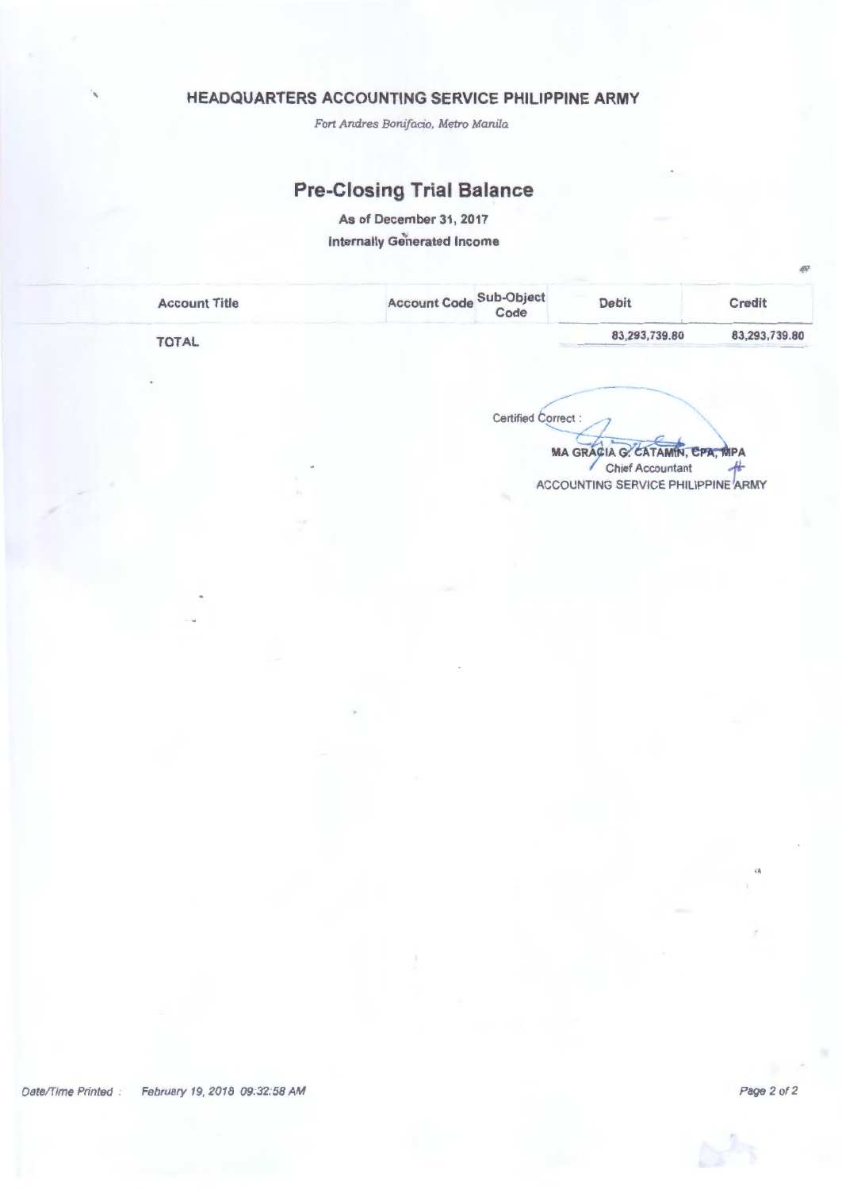## HEADQUARTERS ACCOUNTING SERVICE PHILIPPINE ARMY

*Fort Andres Bonifacio, Metro Manila*

# Pre-Closing Trial Balance

**As of December 31, 2017**

**Internally Generated Income**

| Account Title | Account Code | Sub-Object Code | Debit | Credit |
|---|---|---|---|---|
| TOTAL | | | 83,293,739.80 | 83,293,739.80 |

Certified Correct :

**MA GRACIA G. CATAMIN, CPA, MPA**
Chief Accountant
ACCOUNTING SERVICE PHILIPPINE ARMY

*Date/Time Printed : February 19, 2018 09:32:58 AM*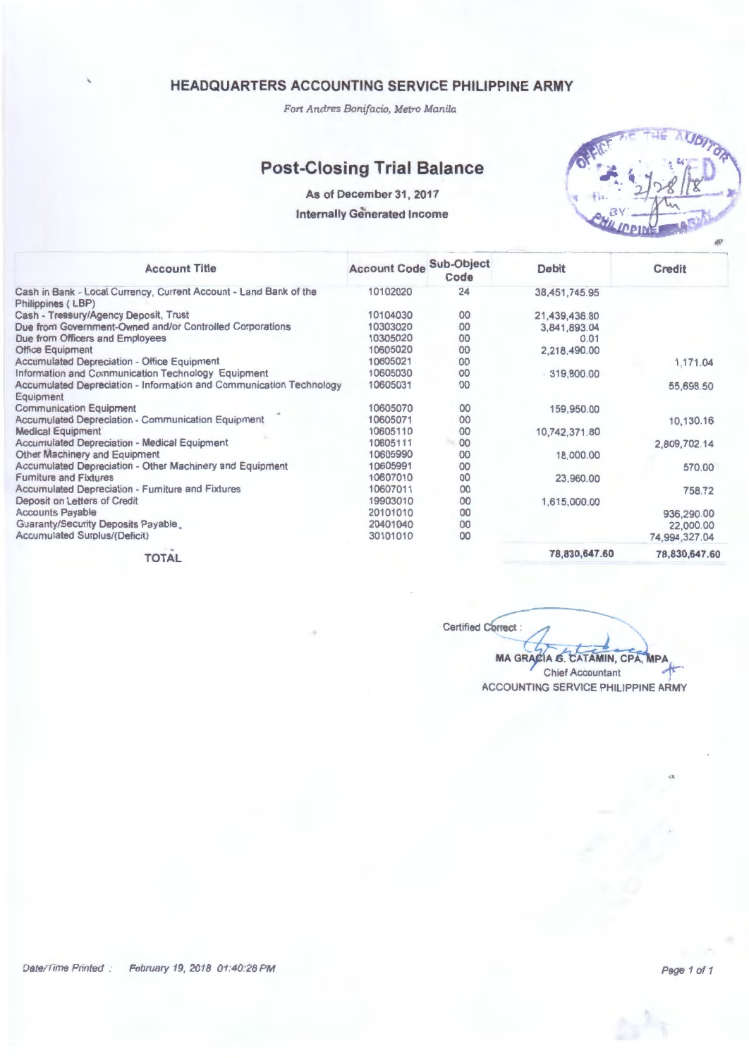## HEADQUARTERS ACCOUNTING SERVICE PHILIPPINE ARMY

*Fort Andres Bonifacio, Metro Manila*

# Post-Closing Trial Balance

**As of December 31, 2017**

**Internally Generated Income**

| Account Title | Account Code | Sub-Object Code | Debit | Credit |
|---|---|---|---|---|
| Cash in Bank - Local Currency, Current Account - Land Bank of the Philippines ( LBP) | 10102020 | 24 | 38,451,745.95 | |
| Cash - Treasury/Agency Deposit, Trust | 10104030 | 00 | 21,439,436.80 | |
| Due from Government-Owned and/or Controlled Corporations | 10303020 | 00 | 3,841,893.04 | |
| Due from Officers and Employees | 10305020 | 00 | 0.01 | |
| Office Equipment | 10605020 | 00 | 2,218,490.00 | |
| Accumulated Depreciation - Office Equipment | 10605021 | 00 | | 1,171.04 |
| Information and Communication Technology Equipment | 10605030 | 00 | 319,800.00 | |
| Accumulated Depreciation - Information and Communication Technology Equipment | 10605031 | 00 | | 55,698.50 |
| Communication Equipment | 10605070 | 00 | 159,950.00 | |
| Accumulated Depreciation - Communication Equipment | 10605071 | 00 | | 10,130.16 |
| Medical Equipment | 10605110 | 00 | 10,742,371.80 | |
| Accumulated Depreciation - Medical Equipment | 10605111 | 00 | | 2,809,702.14 |
| Other Machinery and Equipment | 10605990 | 00 | 18,000.00 | |
| Accumulated Depreciation - Other Machinery and Equipment | 10605991 | 00 | | 570.00 |
| Furniture and Fixtures | 10607010 | 00 | 23,960.00 | |
| Accumulated Depreciation - Furniture and Fixtures | 10607011 | 00 | | 758.72 |
| Deposit on Letters of Credit | 19903010 | 00 | 1,615,000.00 | |
| Accounts Payable | 20101010 | 00 | | 936,290.00 |
| Guaranty/Security Deposits Payable | 20401040 | 00 | | 22,000.00 |
| Accumulated Surplus/(Deficit) | 30101010 | 00 | | 74,994,327.04 |
| **TOTAL** | | | **78,830,647.60** | **78,830,647.60** |

Certified Correct :

**MA GRACIA G. CATAMIN, CPA, MPA**
Chief Accountant
ACCOUNTING SERVICE PHILIPPINE ARMY

*Date/Time Printed : February 19, 2018 01:40:28 PM*